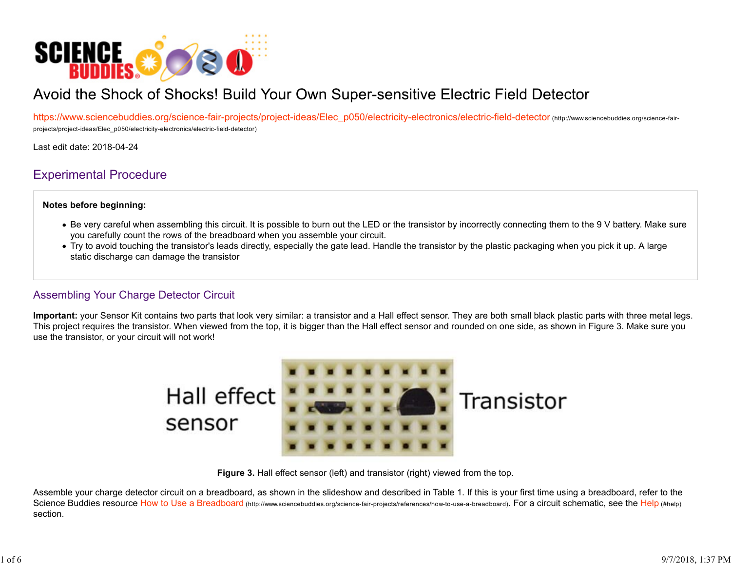# Avoid the Shock of Shocks! Build Your Own Super-sensitive Electric Field Detector

https://www.sciencebuddies.org/science-fair-projects/project-ideas/Elec_p050/electricity-electronics/electric-field-detector (http://www.sciencebuddies.org/science-fair-projects/project-ideas/Elec_p050/electricity-electronics/electric-field-detector)

Last edit date: 2018-04-24

## Experimental Procedure

**Notes before beginning:**

- Be very careful when assembling this circuit. It is possible to burn out the LED or the transistor by incorrectly connecting them to the 9 V battery. Make sure you carefully count the rows of the breadboard when you assemble your circuit.
- Try to avoid touching the transistor's leads directly, especially the gate lead. Handle the transistor by the plastic packaging when you pick it up. A large static discharge can damage the transistor

### Assembling Your Charge Detector Circuit

**Important:** your Sensor Kit contains two parts that look very similar: a transistor and a Hall effect sensor. They are both small black plastic parts with three metal legs. This project requires the transistor. When viewed from the top, it is bigger than the Hall effect sensor and rounded on one side, as shown in Figure 3. Make sure you use the transistor, or your circuit will not work!

**Figure 3.** Hall effect sensor (left) and transistor (right) viewed from the top.

Assemble your charge detector circuit on a breadboard, as shown in the slideshow and described in Table 1. If this is your first time using a breadboard, refer to the Science Buddies resource How to Use a Breadboard (http://www.sciencebuddies.org/science-fair-projects/references/how-to-use-a-breadboard). For a circuit schematic, see the Help (#help) section.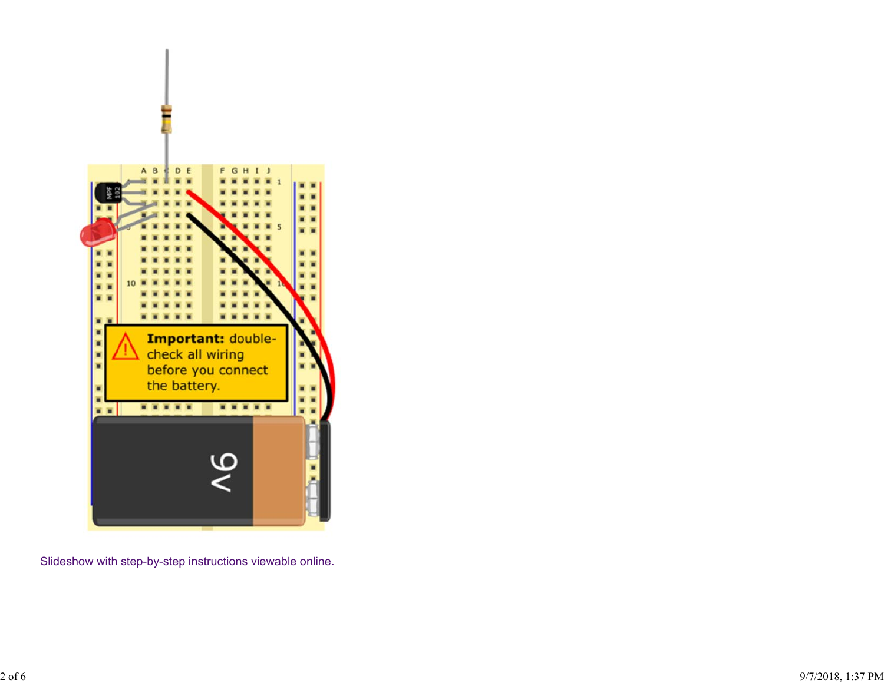Slideshow with step-by-step instructions viewable online.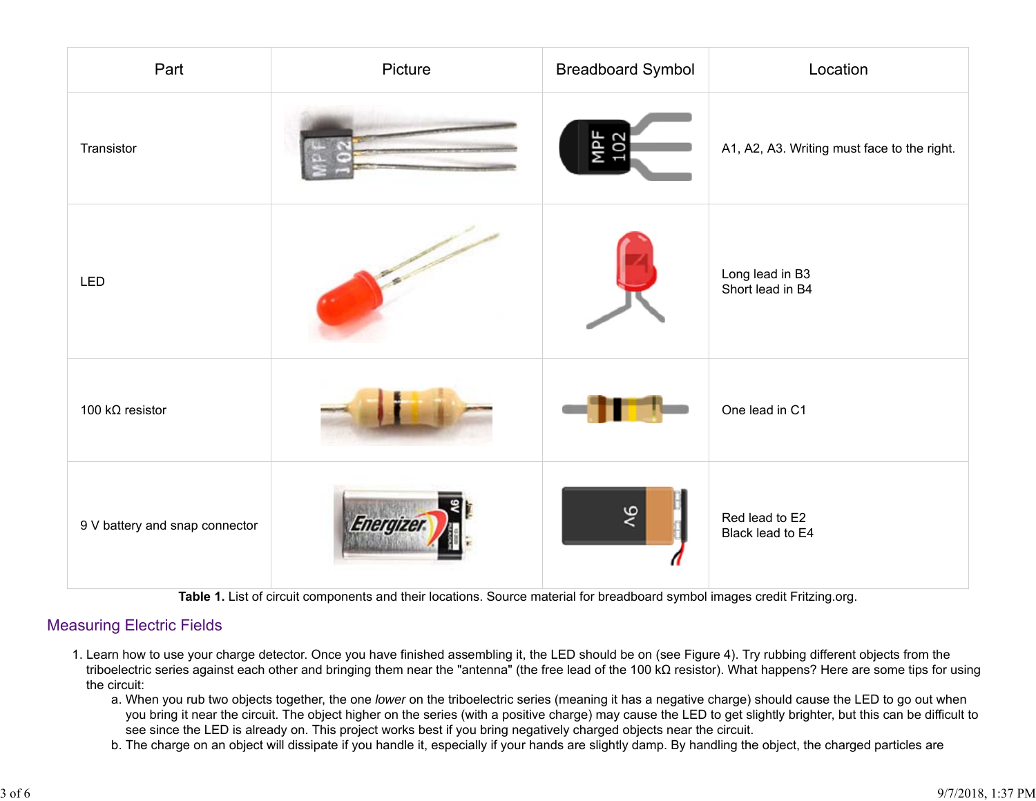| Part | Picture | Breadboard Symbol | Location |
| --- | --- | --- | --- |
| Transistor | | | A1, A2, A3. Writing must face to the right. |
| LED | | | Long lead in B3<br>Short lead in B4 |
| 100 kΩ resistor | | | One lead in C1 |
| 9 V battery and snap connector | | | Red lead to E2<br>Black lead to E4 |

**Table 1.** List of circuit components and their locations. Source material for breadboard symbol images credit Fritzing.org.

## Measuring Electric Fields

1. Learn how to use your charge detector. Once you have finished assembling it, the LED should be on (see Figure 4). Try rubbing different objects from the triboelectric series against each other and bringing them near the "antenna" (the free lead of the 100 kΩ resistor). What happens? Here are some tips for using the circuit:
    a. When you rub two objects together, the one *lower* on the triboelectric series (meaning it has a negative charge) should cause the LED to go out when you bring it near the circuit. The object higher on the series (with a positive charge) may cause the LED to get slightly brighter, but this can be difficult to see since the LED is already on. This project works best if you bring negatively charged objects near the circuit.
    b. The charge on an object will dissipate if you handle it, especially if your hands are slightly damp. By handling the object, the charged particles are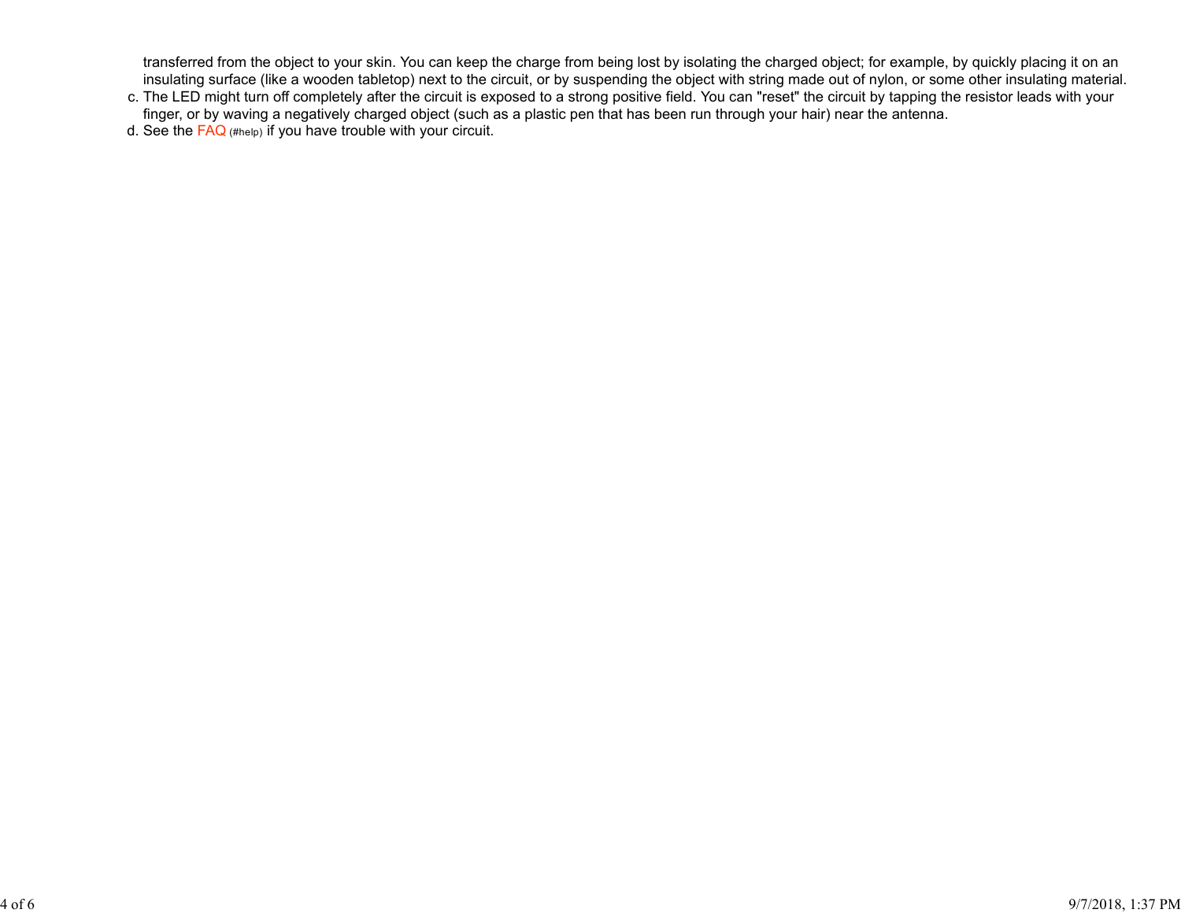transferred from the object to your skin. You can keep the charge from being lost by isolating the charged object; for example, by quickly placing it on an insulating surface (like a wooden tabletop) next to the circuit, or by suspending the object with string made out of nylon, or some other insulating material.

c. The LED might turn off completely after the circuit is exposed to a strong positive field. You can "reset" the circuit by tapping the resistor leads with your finger, or by waving a negatively charged object (such as a plastic pen that has been run through your hair) near the antenna.
d. See the FAQ (#help) if you have trouble with your circuit.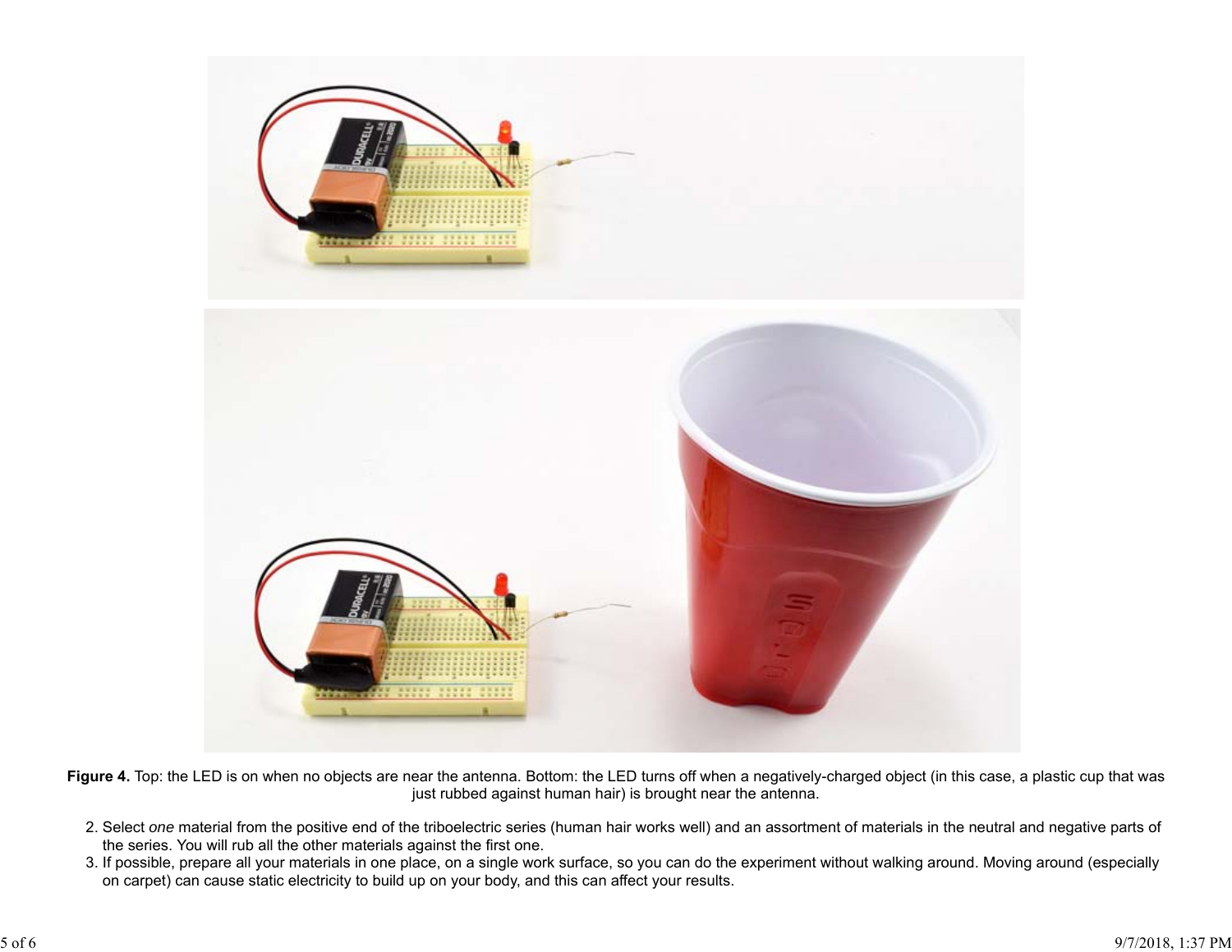**Figure 4.** Top: the LED is on when no objects are near the antenna. Bottom: the LED turns off when a negatively-charged object (in this case, a plastic cup that was just rubbed against human hair) is brought near the antenna.

2. Select *one* material from the positive end of the triboelectric series (human hair works well) and an assortment of materials in the neutral and negative parts of the series. You will rub all the other materials against the first one.
3. If possible, prepare all your materials in one place, on a single work surface, so you can do the experiment without walking around. Moving around (especially on carpet) can cause static electricity to build up on your body, and this can affect your results.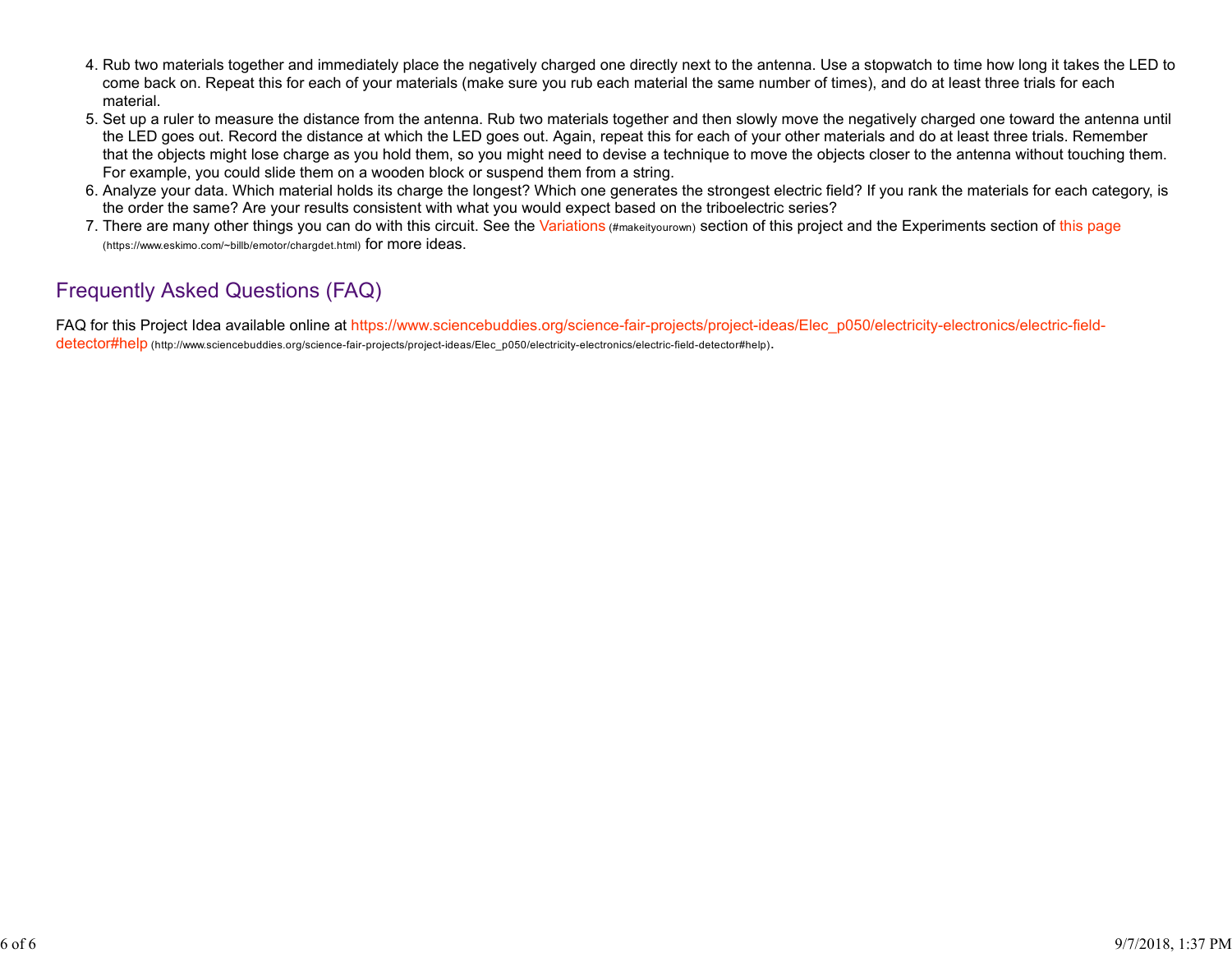4. Rub two materials together and immediately place the negatively charged one directly next to the antenna. Use a stopwatch to time how long it takes the LED to come back on. Repeat this for each of your materials (make sure you rub each material the same number of times), and do at least three trials for each material.
5. Set up a ruler to measure the distance from the antenna. Rub two materials together and then slowly move the negatively charged one toward the antenna until the LED goes out. Record the distance at which the LED goes out. Again, repeat this for each of your other materials and do at least three trials. Remember that the objects might lose charge as you hold them, so you might need to devise a technique to move the objects closer to the antenna without touching them. For example, you could slide them on a wooden block or suspend them from a string.
6. Analyze your data. Which material holds its charge the longest? Which one generates the strongest electric field? If you rank the materials for each category, is the order the same? Are your results consistent with what you would expect based on the triboelectric series?
7. There are many other things you can do with this circuit. See the Variations (#makeityourown) section of this project and the Experiments section of this page (https://www.eskimo.com/~billb/emotor/chargdet.html) for more ideas.

## Frequently Asked Questions (FAQ)

FAQ for this Project Idea available online at https://www.sciencebuddies.org/science-fair-projects/project-ideas/Elec_p050/electricity-electronics/electric-field-detector#help (http://www.sciencebuddies.org/science-fair-projects/project-ideas/Elec_p050/electricity-electronics/electric-field-detector#help).